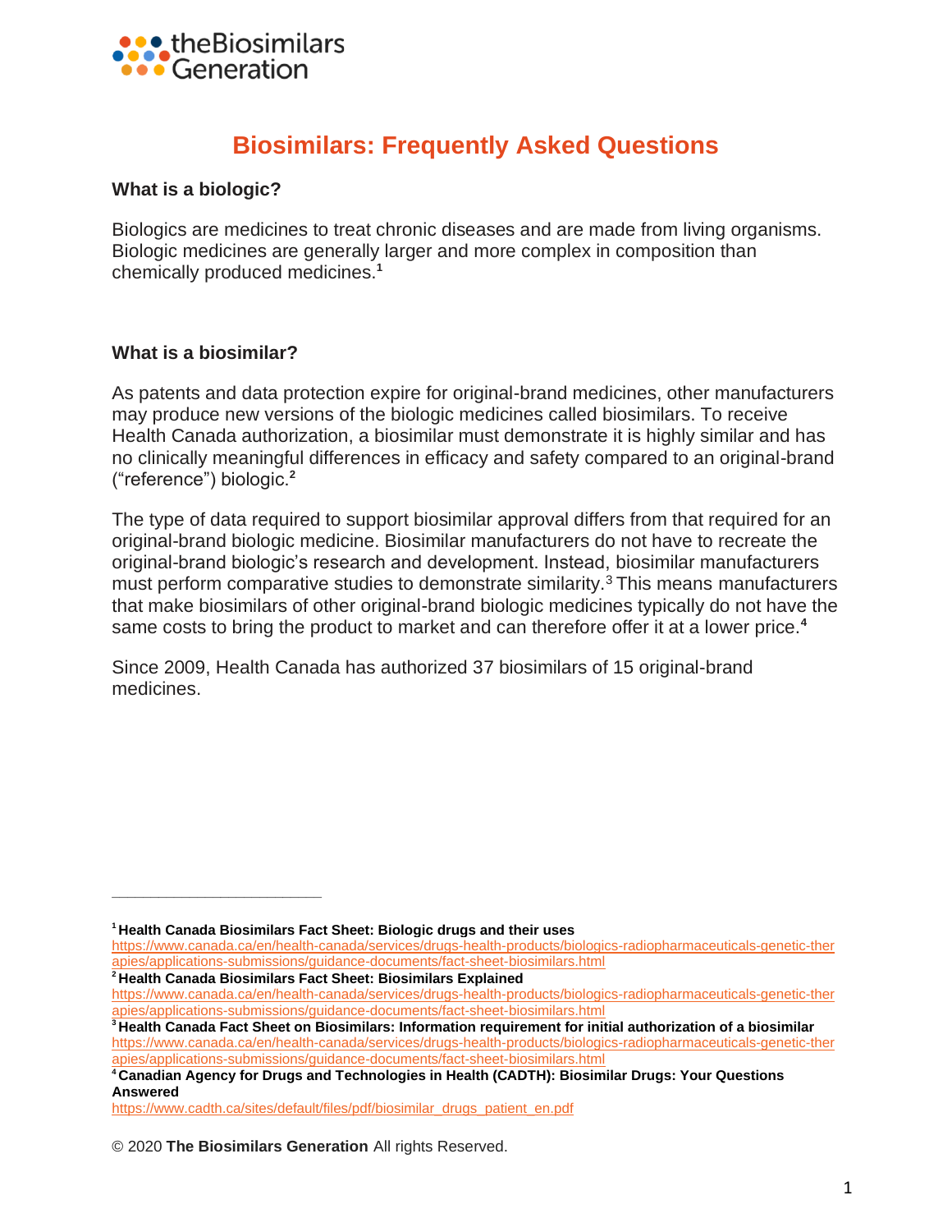theBiosimilars Generation

# Biosimilars: Frequently Asked Questions

### What is a biologic?

Biologics are medicines to treat chronic diseases and are made from living organisms. Biologic medicines are generally larger and more complex in composition than chemically produced medicines.[1]

### What is a biosimilar?

As patents and data protection expire for original-brand medicines, other manufacturers may produce new versions of the biologic medicines called biosimilars. To receive Health Canada authorization, a biosimilar must demonstrate it is highly similar and has no clinically meaningful differences in efficacy and safety compared to an original-brand ("reference") biologic.[2]

The type of data required to support biosimilar approval differs from that required for an original-brand biologic medicine. Biosimilar manufacturers do not have to recreate the original-brand biologic's research and development. Instead, biosimilar manufacturers must perform comparative studies to demonstrate similarity.[3] This means manufacturers that make biosimilars of other original-brand biologic medicines typically do not have the same costs to bring the product to market and can therefore offer it at a lower price.[4]

Since 2009, Health Canada has authorized 37 biosimilars of 15 original-brand medicines.

---

[1] **Health Canada Biosimilars Fact Sheet: Biologic drugs and their uses**
https://www.canada.ca/en/health-canada/services/drugs-health-products/biologics-radiopharmaceuticals-genetic-therapies/applications-submissions/guidance-documents/fact-sheet-biosimilars.html

[2] **Health Canada Biosimilars Fact Sheet: Biosimilars Explained**
https://www.canada.ca/en/health-canada/services/drugs-health-products/biologics-radiopharmaceuticals-genetic-therapies/applications-submissions/guidance-documents/fact-sheet-biosimilars.html

[3] **Health Canada Fact Sheet on Biosimilars: Information requirement for initial authorization of a biosimilar**
https://www.canada.ca/en/health-canada/services/drugs-health-products/biologics-radiopharmaceuticals-genetic-therapies/applications-submissions/guidance-documents/fact-sheet-biosimilars.html

[4] **Canadian Agency for Drugs and Technologies in Health (CADTH): Biosimilar Drugs: Your Questions Answered**
https://www.cadth.ca/sites/default/files/pdf/biosimilar_drugs_patient_en.pdf

© 2020 **The Biosimilars Generation** All rights Reserved.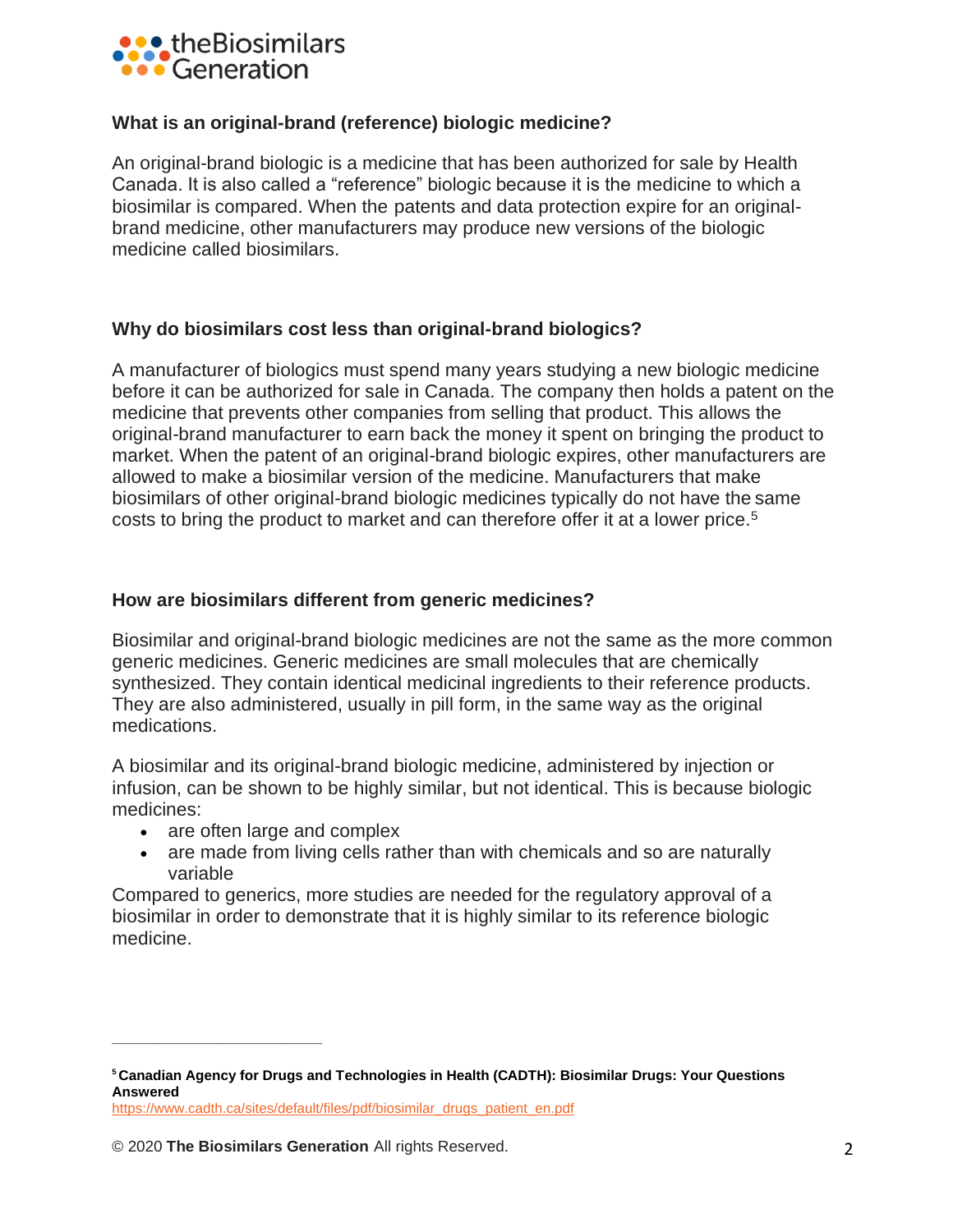### What is an original-brand (reference) biologic medicine?

An original-brand biologic is a medicine that has been authorized for sale by Health Canada. It is also called a "reference" biologic because it is the medicine to which a biosimilar is compared. When the patents and data protection expire for an original-brand medicine, other manufacturers may produce new versions of the biologic medicine called biosimilars.

### Why do biosimilars cost less than original-brand biologics?

A manufacturer of biologics must spend many years studying a new biologic medicine before it can be authorized for sale in Canada. The company then holds a patent on the medicine that prevents other companies from selling that product. This allows the original-brand manufacturer to earn back the money it spent on bringing the product to market. When the patent of an original-brand biologic expires, other manufacturers are allowed to make a biosimilar version of the medicine. Manufacturers that make biosimilars of other original-brand biologic medicines typically do not have the same costs to bring the product to market and can therefore offer it at a lower price.[5]

### How are biosimilars different from generic medicines?

Biosimilar and original-brand biologic medicines are not the same as the more common generic medicines. Generic medicines are small molecules that are chemically synthesized. They contain identical medicinal ingredients to their reference products. They are also administered, usually in pill form, in the same way as the original medications.

A biosimilar and its original-brand biologic medicine, administered by injection or infusion, can be shown to be highly similar, but not identical. This is because biologic medicines:

- are often large and complex
- are made from living cells rather than with chemicals and so are naturally variable

Compared to generics, more studies are needed for the regulatory approval of a biosimilar in order to demonstrate that it is highly similar to its reference biologic medicine.

---

[5] **Canadian Agency for Drugs and Technologies in Health (CADTH): Biosimilar Drugs: Your Questions Answered**
https://www.cadth.ca/sites/default/files/pdf/biosimilar_drugs_patient_en.pdf

© 2020 **The Biosimilars Generation** All rights Reserved.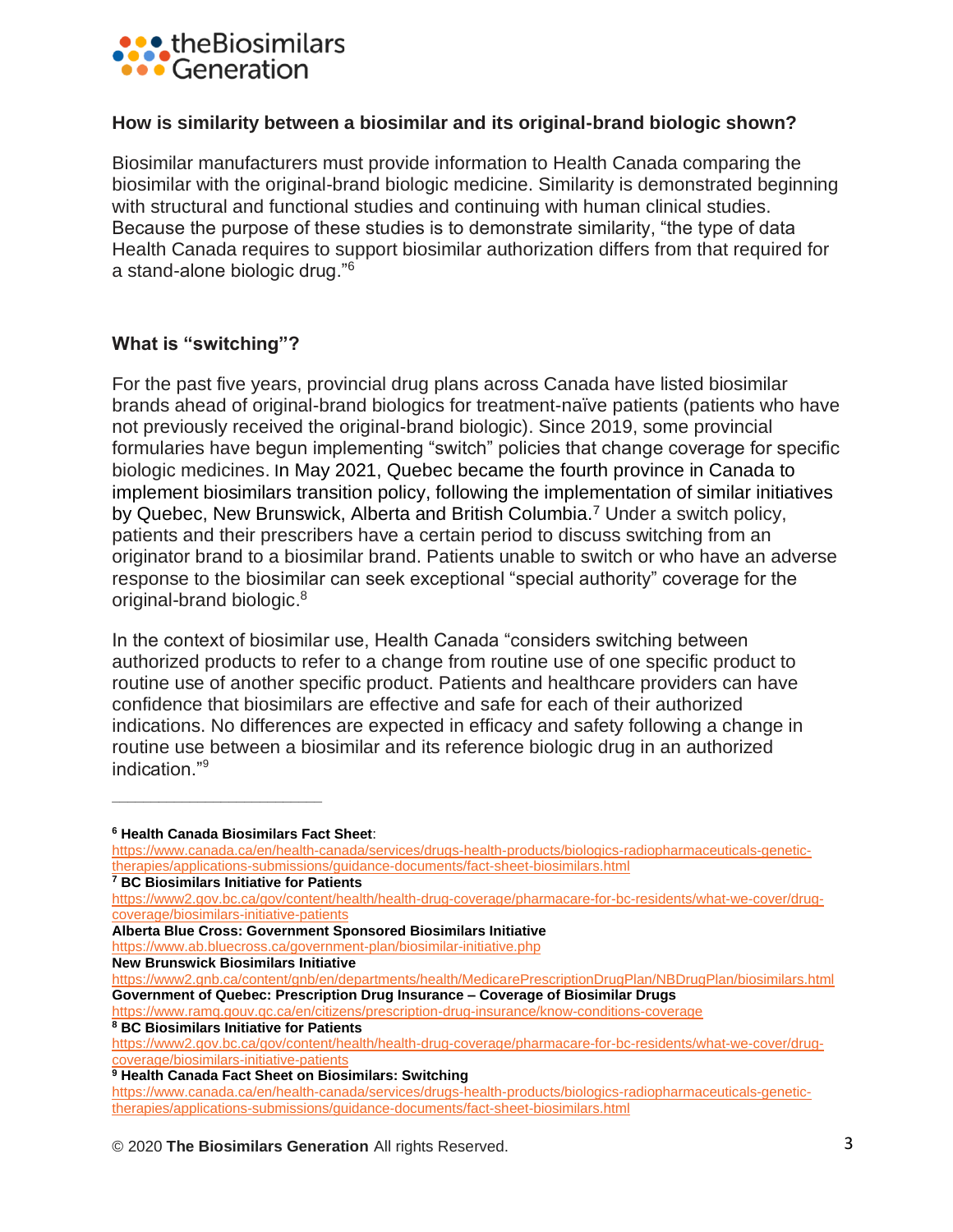## How is similarity between a biosimilar and its original-brand biologic shown?

Biosimilar manufacturers must provide information to Health Canada comparing the biosimilar with the original-brand biologic medicine. Similarity is demonstrated beginning with structural and functional studies and continuing with human clinical studies. Because the purpose of these studies is to demonstrate similarity, "the type of data Health Canada requires to support biosimilar authorization differs from that required for a stand-alone biologic drug."[6]

## What is "switching"?

For the past five years, provincial drug plans across Canada have listed biosimilar brands ahead of original-brand biologics for treatment-naïve patients (patients who have not previously received the original-brand biologic). Since 2019, some provincial formularies have begun implementing "switch" policies that change coverage for specific biologic medicines. In May 2021, Quebec became the fourth province in Canada to implement biosimilars transition policy, following the implementation of similar initiatives by Quebec, New Brunswick, Alberta and British Columbia.[7] Under a switch policy, patients and their prescribers have a certain period to discuss switching from an originator brand to a biosimilar brand. Patients unable to switch or who have an adverse response to the biosimilar can seek exceptional "special authority" coverage for the original-brand biologic.[8]

In the context of biosimilar use, Health Canada "considers switching between authorized products to refer to a change from routine use of one specific product to routine use of another specific product. Patients and healthcare providers can have confidence that biosimilars are effective and safe for each of their authorized indications. No differences are expected in efficacy and safety following a change in routine use between a biosimilar and its reference biologic drug in an authorized indication."[9]

---

[6] **Health Canada Biosimilars Fact Sheet**:
https://www.canada.ca/en/health-canada/services/drugs-health-products/biologics-radiopharmaceuticals-genetic-therapies/applications-submissions/guidance-documents/fact-sheet-biosimilars.html

[7] **BC Biosimilars Initiative for Patients**
https://www2.gov.bc.ca/gov/content/health/health-drug-coverage/pharmacare-for-bc-residents/what-we-cover/drug-coverage/biosimilars-initiative-patients
**Alberta Blue Cross: Government Sponsored Biosimilars Initiative**
https://www.ab.bluecross.ca/government-plan/biosimilar-initiative.php
**New Brunswick Biosimilars Initiative**
https://www2.gnb.ca/content/gnb/en/departments/health/MedicarePrescriptionDrugPlan/NBDrugPlan/biosimilars.html
**Government of Quebec: Prescription Drug Insurance – Coverage of Biosimilar Drugs**
https://www.ramq.gouv.qc.ca/en/citizens/prescription-drug-insurance/know-conditions-coverage

[8] **BC Biosimilars Initiative for Patients**
https://www2.gov.bc.ca/gov/content/health/health-drug-coverage/pharmacare-for-bc-residents/what-we-cover/drug-coverage/biosimilars-initiative-patients

[9] **Health Canada Fact Sheet on Biosimilars: Switching**
https://www.canada.ca/en/health-canada/services/drugs-health-products/biologics-radiopharmaceuticals-genetic-therapies/applications-submissions/guidance-documents/fact-sheet-biosimilars.html

© 2020 **The Biosimilars Generation** All rights Reserved.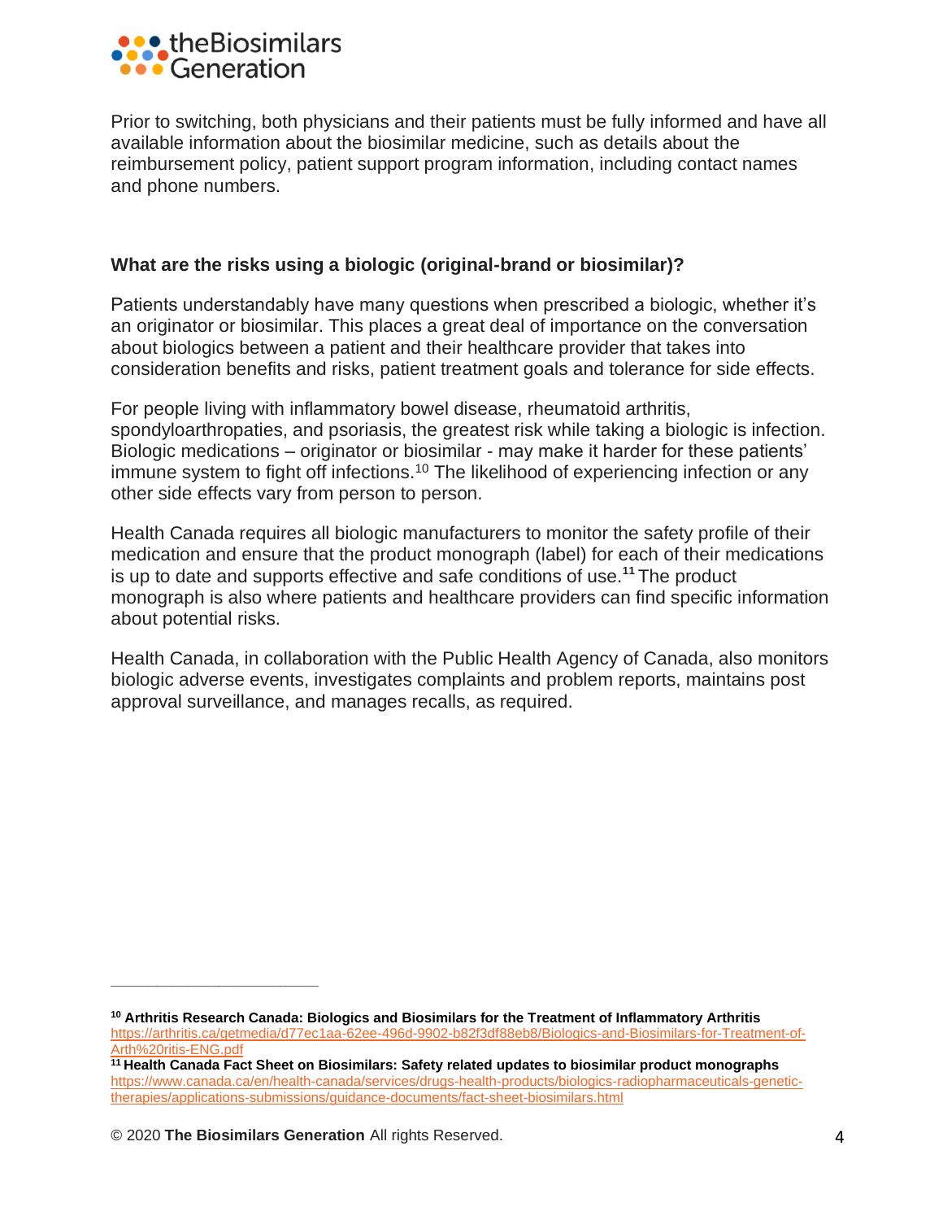Prior to switching, both physicians and their patients must be fully informed and have all available information about the biosimilar medicine, such as details about the reimbursement policy, patient support program information, including contact names and phone numbers.

### What are the risks using a biologic (original-brand or biosimilar)?

Patients understandably have many questions when prescribed a biologic, whether it's an originator or biosimilar. This places a great deal of importance on the conversation about biologics between a patient and their healthcare provider that takes into consideration benefits and risks, patient treatment goals and tolerance for side effects.

For people living with inflammatory bowel disease, rheumatoid arthritis, spondyloarthropaties, and psoriasis, the greatest risk while taking a biologic is infection. Biologic medications – originator or biosimilar - may make it harder for these patients' immune system to fight off infections.[10] The likelihood of experiencing infection or any other side effects vary from person to person.

Health Canada requires all biologic manufacturers to monitor the safety profile of their medication and ensure that the product monograph (label) for each of their medications is up to date and supports effective and safe conditions of use.[11] The product monograph is also where patients and healthcare providers can find specific information about potential risks.

Health Canada, in collaboration with the Public Health Agency of Canada, also monitors biologic adverse events, investigates complaints and problem reports, maintains post approval surveillance, and manages recalls, as required.

---

[10] **Arthritis Research Canada: Biologics and Biosimilars for the Treatment of Inflammatory Arthritis** https://arthritis.ca/getmedia/d77ec1aa-62ee-496d-9902-b82f3df88eb8/Biologics-and-Biosimilars-for-Treatment-of-Arth%20ritis-ENG.pdf

[11] **Health Canada Fact Sheet on Biosimilars: Safety related updates to biosimilar product monographs** https://www.canada.ca/en/health-canada/services/drugs-health-products/biologics-radiopharmaceuticals-genetic-therapies/applications-submissions/guidance-documents/fact-sheet-biosimilars.html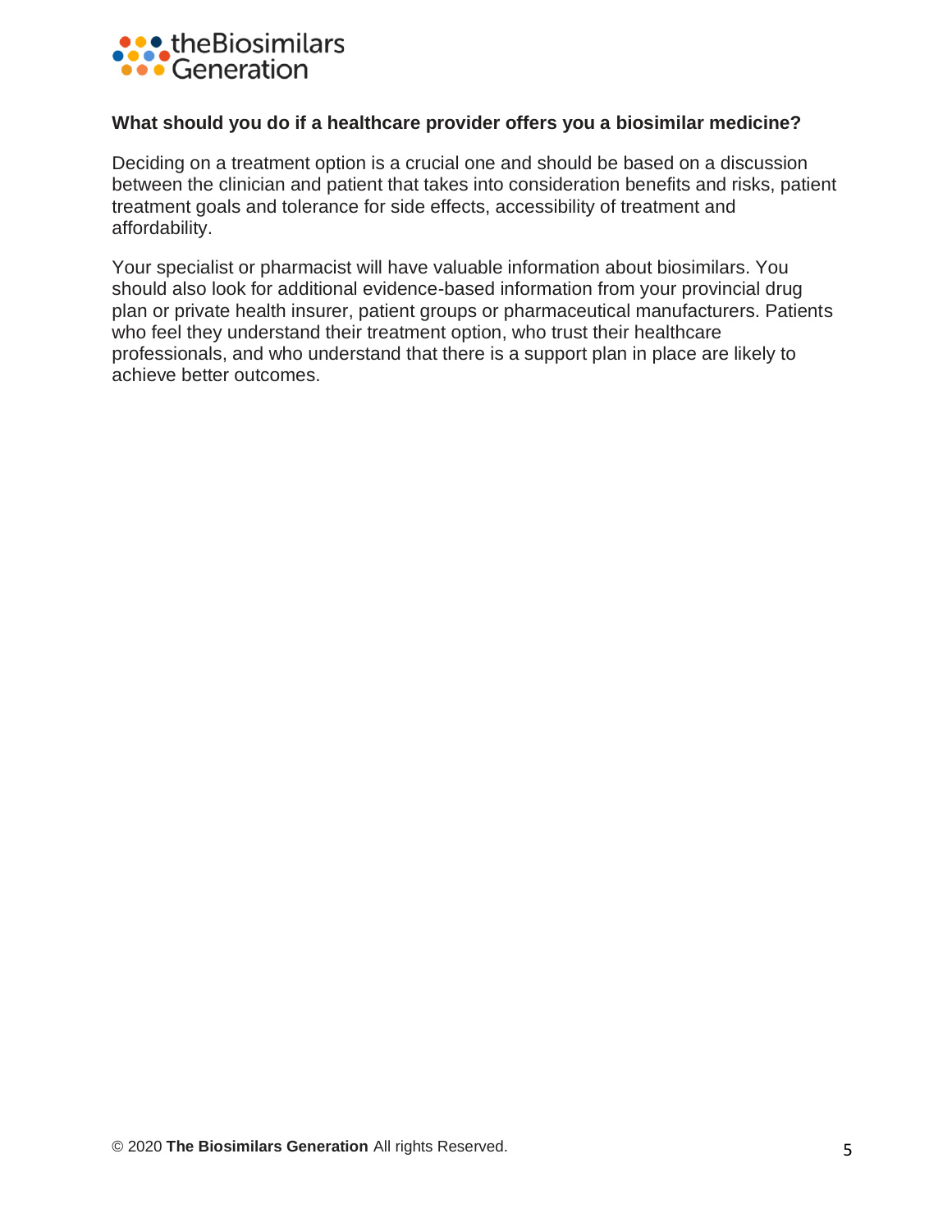### What should you do if a healthcare provider offers you a biosimilar medicine?

Deciding on a treatment option is a crucial one and should be based on a discussion between the clinician and patient that takes into consideration benefits and risks, patient treatment goals and tolerance for side effects, accessibility of treatment and affordability.

Your specialist or pharmacist will have valuable information about biosimilars. You should also look for additional evidence-based information from your provincial drug plan or private health insurer, patient groups or pharmaceutical manufacturers. Patients who feel they understand their treatment option, who trust their healthcare professionals, and who understand that there is a support plan in place are likely to achieve better outcomes.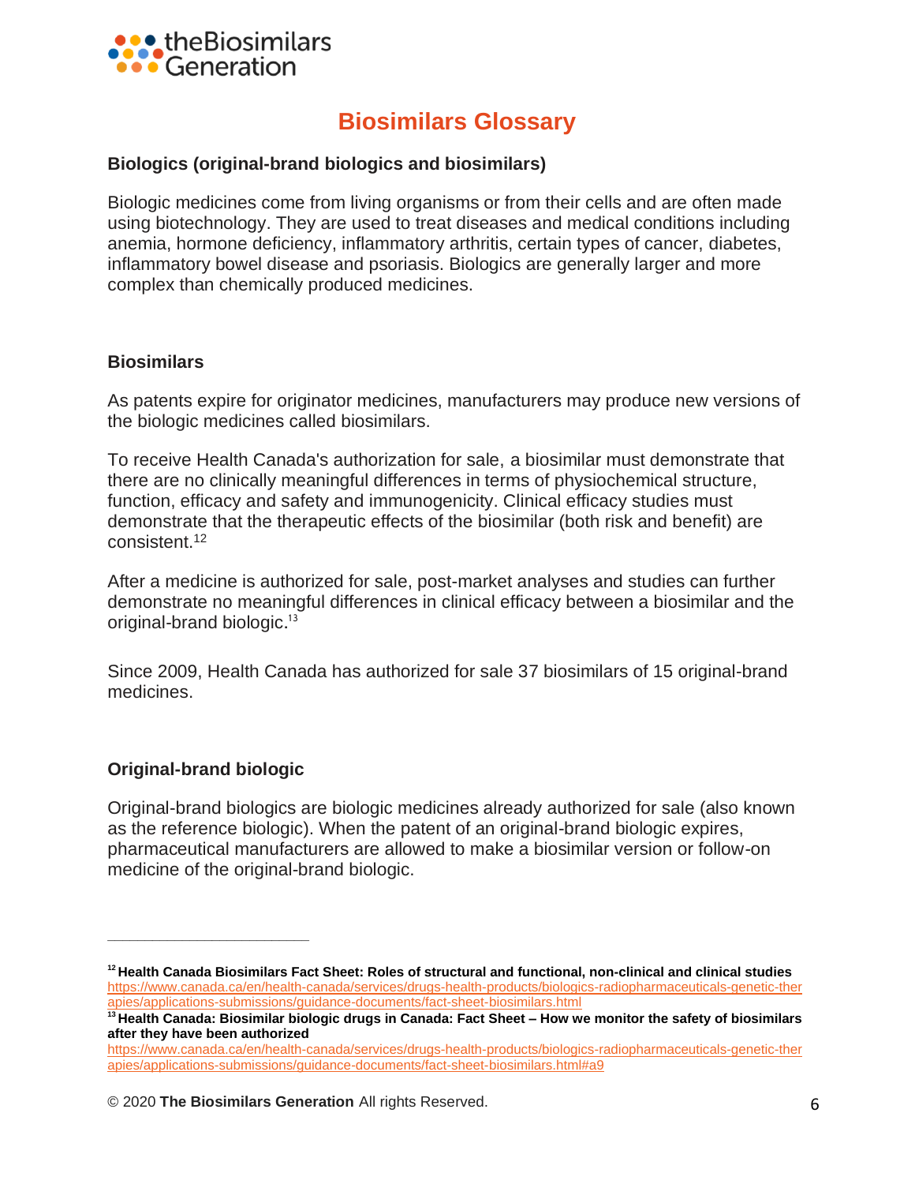# Biosimilars Glossary

**Biologics (original-brand biologics and biosimilars)**

Biologic medicines come from living organisms or from their cells and are often made using biotechnology. They are used to treat diseases and medical conditions including anemia, hormone deficiency, inflammatory arthritis, certain types of cancer, diabetes, inflammatory bowel disease and psoriasis. Biologics are generally larger and more complex than chemically produced medicines.

**Biosimilars**

As patents expire for originator medicines, manufacturers may produce new versions of the biologic medicines called biosimilars.

To receive Health Canada's authorization for sale, a biosimilar must demonstrate that there are no clinically meaningful differences in terms of physiochemical structure, function, efficacy and safety and immunogenicity. Clinical efficacy studies must demonstrate that the therapeutic effects of the biosimilar (both risk and benefit) are consistent.[12]

After a medicine is authorized for sale, post-market analyses and studies can further demonstrate no meaningful differences in clinical efficacy between a biosimilar and the original-brand biologic.[13]

Since 2009, Health Canada has authorized for sale 37 biosimilars of 15 original-brand medicines.

**Original-brand biologic**

Original-brand biologics are biologic medicines already authorized for sale (also known as the reference biologic). When the patent of an original-brand biologic expires, pharmaceutical manufacturers are allowed to make a biosimilar version or follow-on medicine of the original-brand biologic.

---

[12] **Health Canada Biosimilars Fact Sheet: Roles of structural and functional, non-clinical and clinical studies** https://www.canada.ca/en/health-canada/services/drugs-health-products/biologics-radiopharmaceuticals-genetic-therapies/applications-submissions/guidance-documents/fact-sheet-biosimilars.html

[13] **Health Canada: Biosimilar biologic drugs in Canada: Fact Sheet – How we monitor the safety of biosimilars after they have been authorized** https://www.canada.ca/en/health-canada/services/drugs-health-products/biologics-radiopharmaceuticals-genetic-therapies/applications-submissions/guidance-documents/fact-sheet-biosimilars.html#a9

© 2020 **The Biosimilars Generation** All rights Reserved.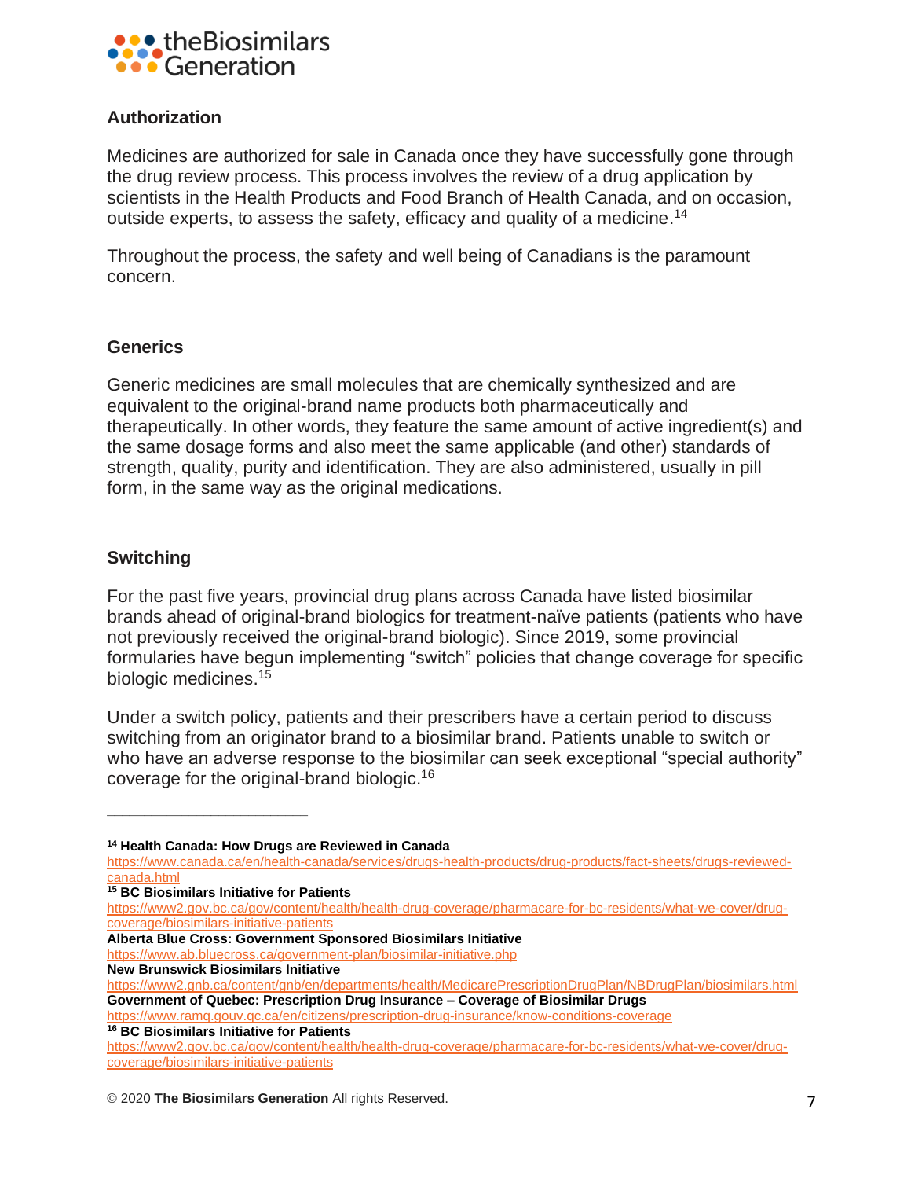## Authorization

Medicines are authorized for sale in Canada once they have successfully gone through the drug review process. This process involves the review of a drug application by scientists in the Health Products and Food Branch of Health Canada, and on occasion, outside experts, to assess the safety, efficacy and quality of a medicine.[14]

Throughout the process, the safety and well being of Canadians is the paramount concern.

## Generics

Generic medicines are small molecules that are chemically synthesized and are equivalent to the original-brand name products both pharmaceutically and therapeutically. In other words, they feature the same amount of active ingredient(s) and the same dosage forms and also meet the same applicable (and other) standards of strength, quality, purity and identification. They are also administered, usually in pill form, in the same way as the original medications.

## Switching

For the past five years, provincial drug plans across Canada have listed biosimilar brands ahead of original-brand biologics for treatment-naïve patients (patients who have not previously received the original-brand biologic). Since 2019, some provincial formularies have begun implementing "switch" policies that change coverage for specific biologic medicines.[15]

Under a switch policy, patients and their prescribers have a certain period to discuss switching from an originator brand to a biosimilar brand. Patients unable to switch or who have an adverse response to the biosimilar can seek exceptional "special authority" coverage for the original-brand biologic.[16]

---

[14] **Health Canada: How Drugs are Reviewed in Canada**
https://www.canada.ca/en/health-canada/services/drugs-health-products/drug-products/fact-sheets/drugs-reviewed-canada.html

[15] **BC Biosimilars Initiative for Patients**
https://www2.gov.bc.ca/gov/content/health/health-drug-coverage/pharmacare-for-bc-residents/what-we-cover/drug-coverage/biosimilars-initiative-patients
**Alberta Blue Cross: Government Sponsored Biosimilars Initiative**
https://www.ab.bluecross.ca/government-plan/biosimilar-initiative.php
**New Brunswick Biosimilars Initiative**
https://www2.gnb.ca/content/gnb/en/departments/health/MedicarePrescriptionDrugPlan/NBDrugPlan/biosimilars.html
**Government of Quebec: Prescription Drug Insurance – Coverage of Biosimilar Drugs**
https://www.ramq.gouv.qc.ca/en/citizens/prescription-drug-insurance/know-conditions-coverage

[16] **BC Biosimilars Initiative for Patients**
https://www2.gov.bc.ca/gov/content/health/health-drug-coverage/pharmacare-for-bc-residents/what-we-cover/drug-coverage/biosimilars-initiative-patients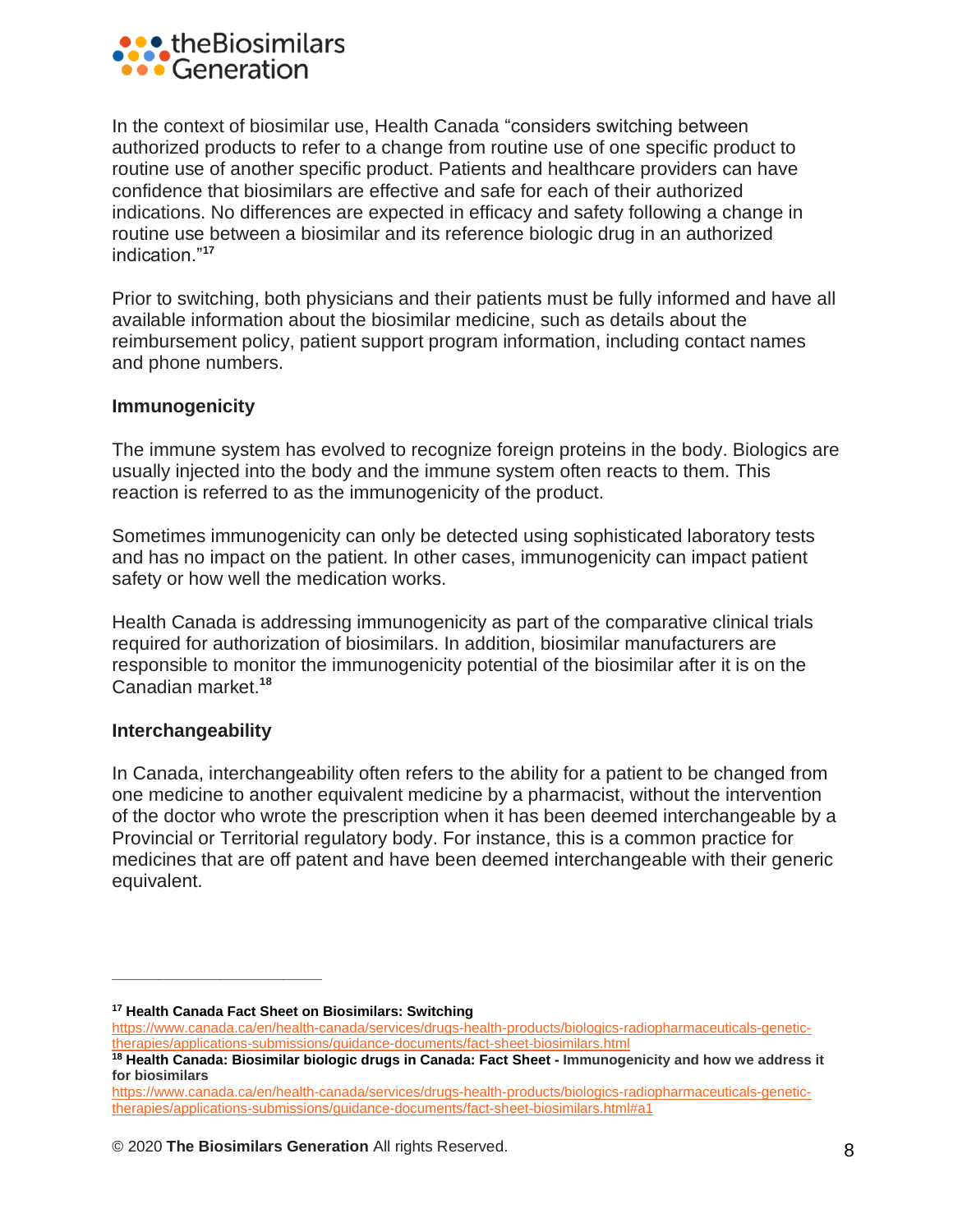In the context of biosimilar use, Health Canada "considers switching between authorized products to refer to a change from routine use of one specific product to routine use of another specific product. Patients and healthcare providers can have confidence that biosimilars are effective and safe for each of their authorized indications. No differences are expected in efficacy and safety following a change in routine use between a biosimilar and its reference biologic drug in an authorized indication."[17]

Prior to switching, both physicians and their patients must be fully informed and have all available information about the biosimilar medicine, such as details about the reimbursement policy, patient support program information, including contact names and phone numbers.

**Immunogenicity**

The immune system has evolved to recognize foreign proteins in the body. Biologics are usually injected into the body and the immune system often reacts to them. This reaction is referred to as the immunogenicity of the product.

Sometimes immunogenicity can only be detected using sophisticated laboratory tests and has no impact on the patient. In other cases, immunogenicity can impact patient safety or how well the medication works.

Health Canada is addressing immunogenicity as part of the comparative clinical trials required for authorization of biosimilars. In addition, biosimilar manufacturers are responsible to monitor the immunogenicity potential of the biosimilar after it is on the Canadian market.[18]

**Interchangeability**

In Canada, interchangeability often refers to the ability for a patient to be changed from one medicine to another equivalent medicine by a pharmacist, without the intervention of the doctor who wrote the prescription when it has been deemed interchangeable by a Provincial or Territorial regulatory body. For instance, this is a common practice for medicines that are off patent and have been deemed interchangeable with their generic equivalent.

---

[17] **Health Canada Fact Sheet on Biosimilars: Switching**
https://www.canada.ca/en/health-canada/services/drugs-health-products/biologics-radiopharmaceuticals-genetic-therapies/applications-submissions/guidance-documents/fact-sheet-biosimilars.html

[18] **Health Canada: Biosimilar biologic drugs in Canada: Fact Sheet - Immunogenicity and how we address it for biosimilars**
https://www.canada.ca/en/health-canada/services/drugs-health-products/biologics-radiopharmaceuticals-genetic-therapies/applications-submissions/guidance-documents/fact-sheet-biosimilars.html#a1

© 2020 **The Biosimilars Generation** All rights Reserved.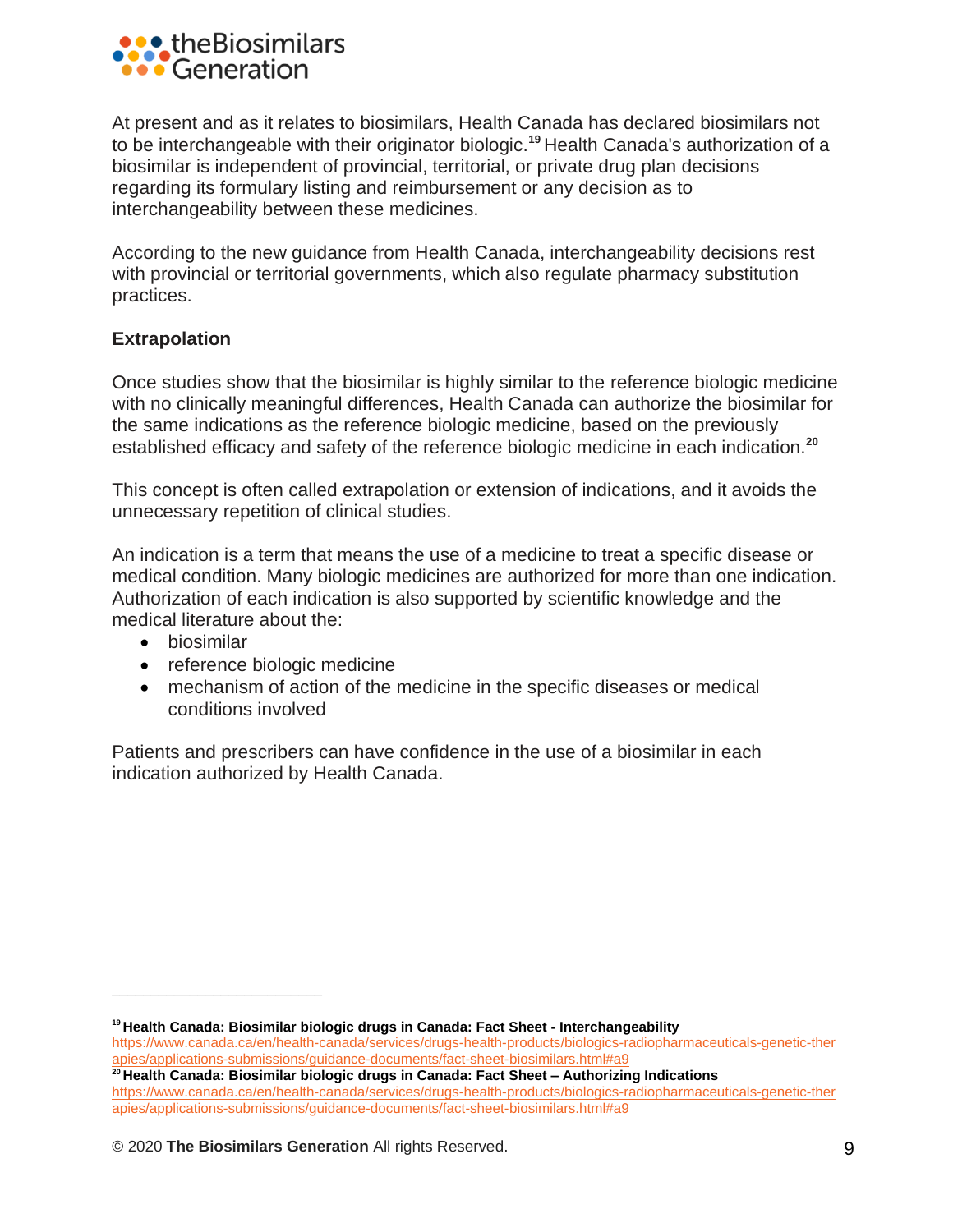At present and as it relates to biosimilars, Health Canada has declared biosimilars not to be interchangeable with their originator biologic.[19] Health Canada's authorization of a biosimilar is independent of provincial, territorial, or private drug plan decisions regarding its formulary listing and reimbursement or any decision as to interchangeability between these medicines.

According to the new guidance from Health Canada, interchangeability decisions rest with provincial or territorial governments, which also regulate pharmacy substitution practices.

**Extrapolation**

Once studies show that the biosimilar is highly similar to the reference biologic medicine with no clinically meaningful differences, Health Canada can authorize the biosimilar for the same indications as the reference biologic medicine, based on the previously established efficacy and safety of the reference biologic medicine in each indication.[20]

This concept is often called extrapolation or extension of indications, and it avoids the unnecessary repetition of clinical studies.

An indication is a term that means the use of a medicine to treat a specific disease or medical condition. Many biologic medicines are authorized for more than one indication. Authorization of each indication is also supported by scientific knowledge and the medical literature about the:

- biosimilar
- reference biologic medicine
- mechanism of action of the medicine in the specific diseases or medical conditions involved

Patients and prescribers can have confidence in the use of a biosimilar in each indication authorized by Health Canada.

---

[19] **Health Canada: Biosimilar biologic drugs in Canada: Fact Sheet - Interchangeability**
https://www.canada.ca/en/health-canada/services/drugs-health-products/biologics-radiopharmaceuticals-genetic-therapies/applications-submissions/guidance-documents/fact-sheet-biosimilars.html#a9

[20] **Health Canada: Biosimilar biologic drugs in Canada: Fact Sheet – Authorizing Indications**
https://www.canada.ca/en/health-canada/services/drugs-health-products/biologics-radiopharmaceuticals-genetic-therapies/applications-submissions/guidance-documents/fact-sheet-biosimilars.html#a9

© 2020 **The Biosimilars Generation** All rights Reserved.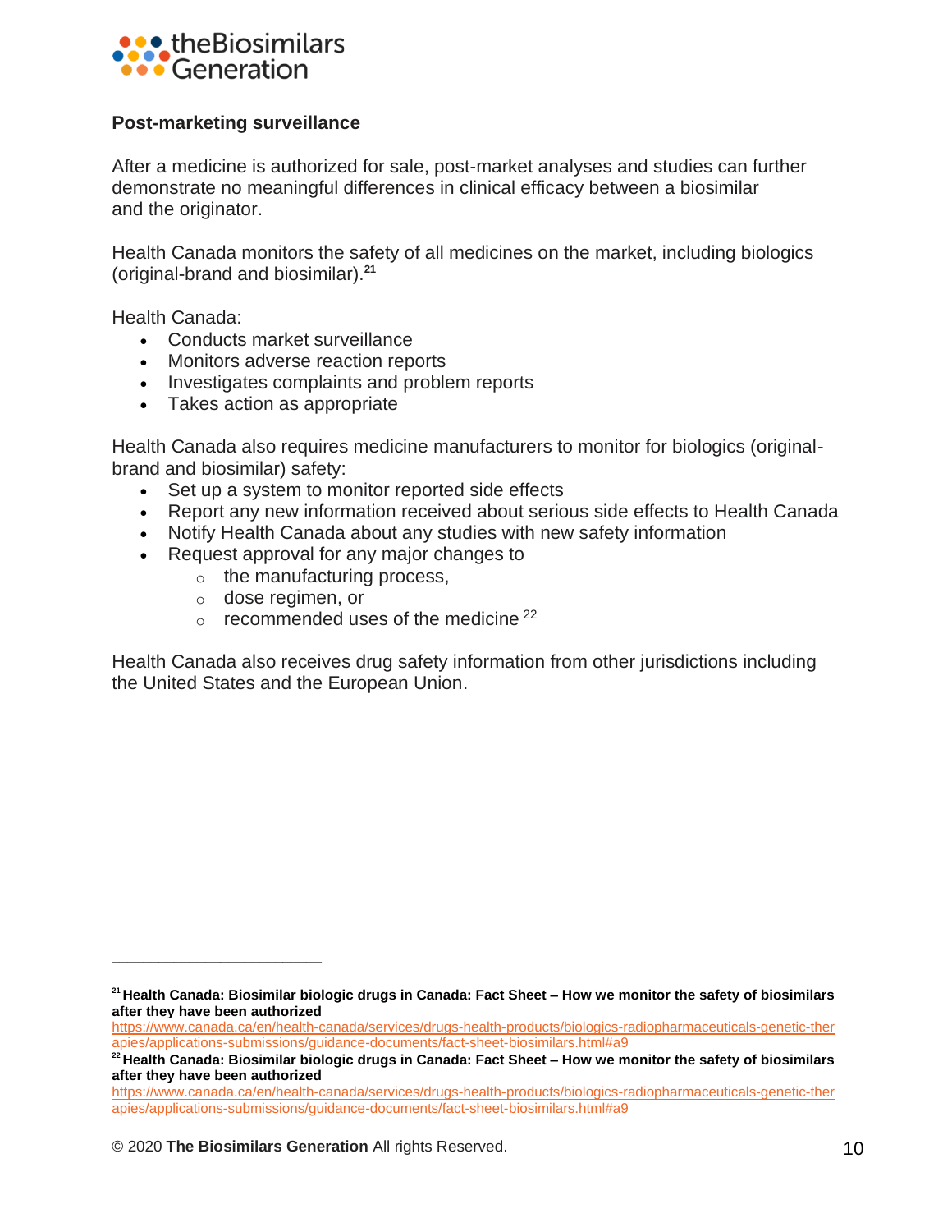## Post-marketing surveillance

After a medicine is authorized for sale, post-market analyses and studies can further demonstrate no meaningful differences in clinical efficacy between a biosimilar and the originator.

Health Canada monitors the safety of all medicines on the market, including biologics (original-brand and biosimilar).[21]

Health Canada:

- Conducts market surveillance
- Monitors adverse reaction reports
- Investigates complaints and problem reports
- Takes action as appropriate

Health Canada also requires medicine manufacturers to monitor for biologics (original-brand and biosimilar) safety:

- Set up a system to monitor reported side effects
- Report any new information received about serious side effects to Health Canada
- Notify Health Canada about any studies with new safety information
- Request approval for any major changes to
  - the manufacturing process,
  - dose regimen, or
  - recommended uses of the medicine [22]

Health Canada also receives drug safety information from other jurisdictions including the United States and the European Union.

---

[21] **Health Canada: Biosimilar biologic drugs in Canada: Fact Sheet – How we monitor the safety of biosimilars after they have been authorized**
https://www.canada.ca/en/health-canada/services/drugs-health-products/biologics-radiopharmaceuticals-genetic-therapies/applications-submissions/guidance-documents/fact-sheet-biosimilars.html#a9

[22] **Health Canada: Biosimilar biologic drugs in Canada: Fact Sheet – How we monitor the safety of biosimilars after they have been authorized**
https://www.canada.ca/en/health-canada/services/drugs-health-products/biologics-radiopharmaceuticals-genetic-therapies/applications-submissions/guidance-documents/fact-sheet-biosimilars.html#a9

© 2020 **The Biosimilars Generation** All rights Reserved.